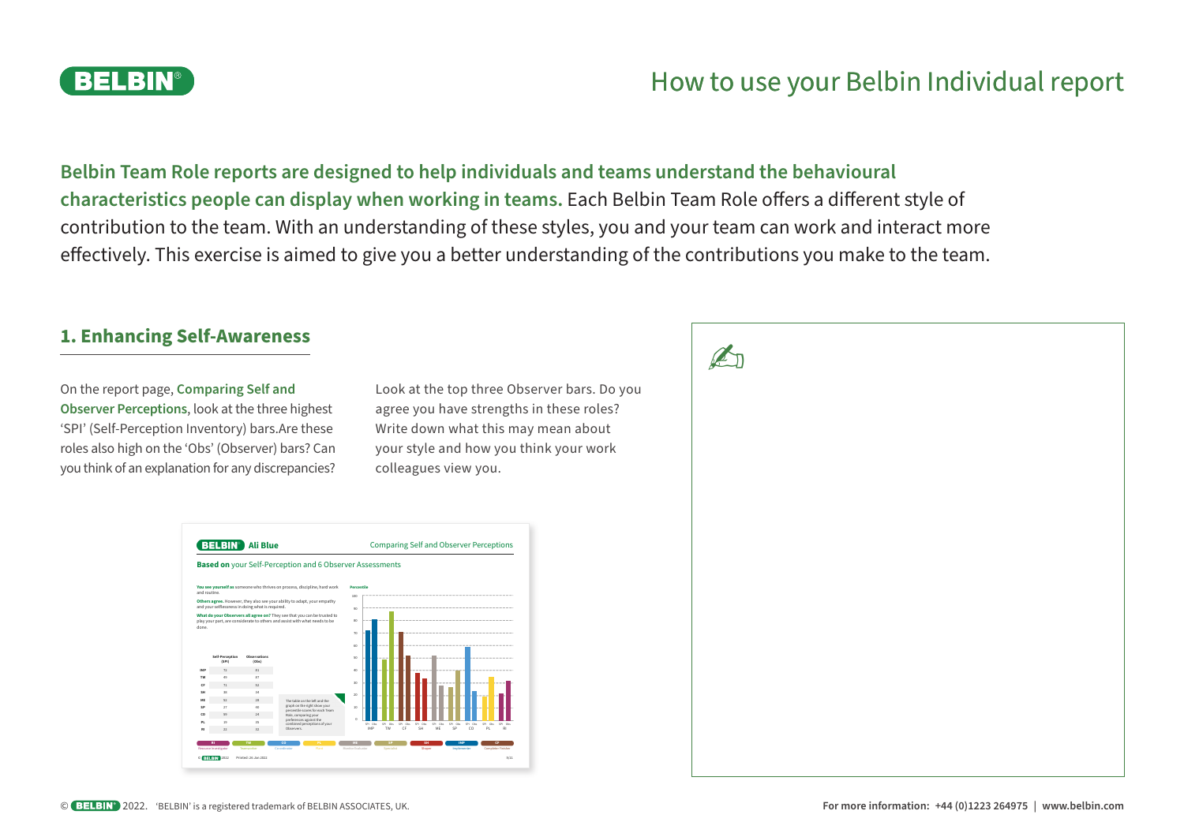# How to use your Belbin Individual report

**Belbin Team Role reports are designed to help individuals and teams understand the behavioural characteristics people can display when working in teams.** Each Belbin Team Role offers a different style of contribution to the team. With an understanding of these styles, you and your team can work and interact more effectively. This exercise is aimed to give you a better understanding of the contributions you make to the team.

## 1. Enhancing Self-Awareness

On the report page, **Comparing Self and Observer Perceptions**, look at the three highest 'SPI' (Self-Perception Inventory) bars.Are these roles also high on the 'Obs' (Observer) bars? Can you think of an explanation for any discrepancies?

Look at the top three Observer bars. Do you agree you have strengths in these roles? Write down what this may mean about your style and how you think your work colleagues view you.

© BELBIN 2022. 'BELBIN' is a registered trademark of BELBIN ASSOCIATES, UK.

For more information: +44 (0)1223 264975 | www.belbin.com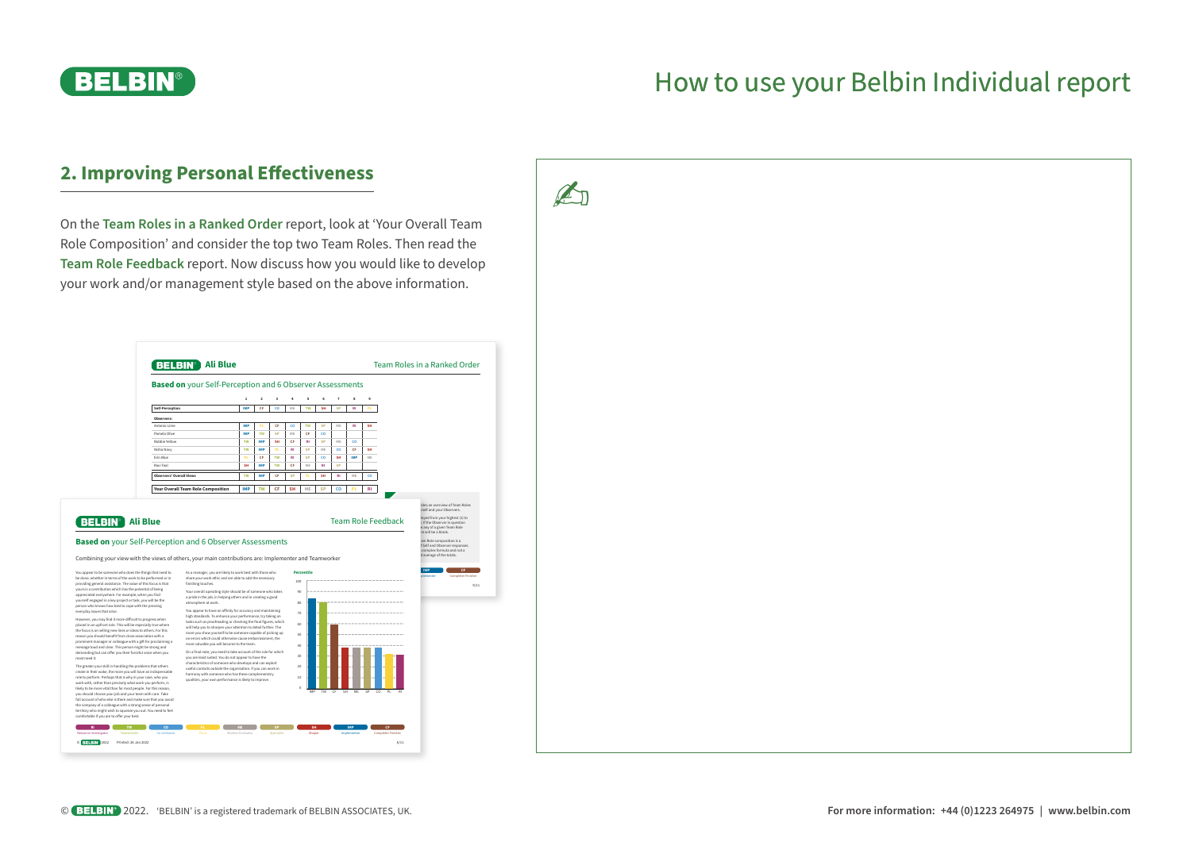# How to use your Belbin Individual report

## 2. Improving Personal Effectiveness

On the **Team Roles in a Ranked Order** report, look at 'Your Overall Team Role Composition' and consider the top two Team Roles. Then read the **Team Role Feedback** report. Now discuss how you would like to develop your work and/or management style based on the above information.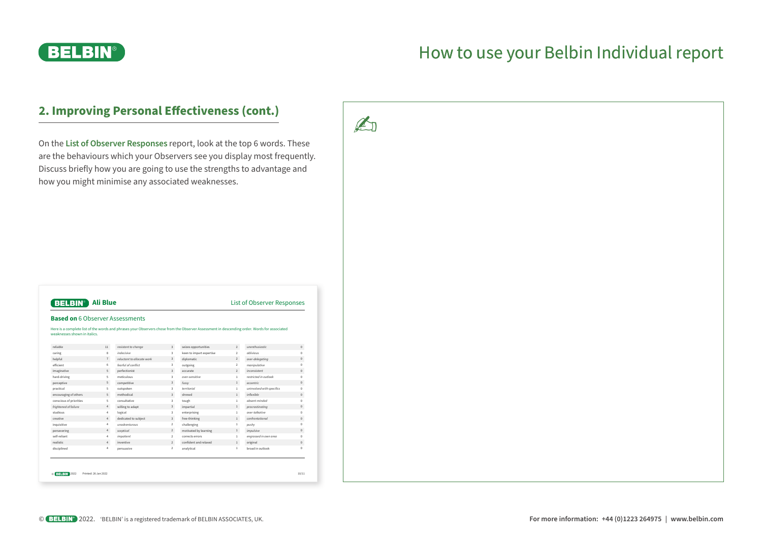# How to use your Belbin Individual report

## 2. Improving Personal Effectiveness (cont.)

On the **List of Observer Responses** report, look at the top 6 words. These are the behaviours which your Observers see you display most frequently. Discuss briefly how you are going to use the strengths to advantage and how you might minimise any associated weaknesses.

**Ali Blue** — List of Observer Responses

**Based on** 6 Observer Assessments

Here is a complete list of the words and phrases your Observers chose from the Observer Assessment in descending order. Words for associated weaknesses shown in italics.

| | | | | | | | |
|---|---|---|---|---|---|---|---|
| reliable | 11 | *resistant to change* | 3 | seizes opportunities | 2 | *unenthusiastic* | 0 |
| caring | 8 | *indecisive* | 3 | keen to impart expertise | 2 | *oblivious* | 0 |
| helpful | 7 | *reluctant to allocate work* | 3 | diplomatic | 2 | *over-delegating* | 0 |
| efficient | 6 | *fearful of conflict* | 3 | outgoing | 2 | *manipulative* | 0 |
| imaginative | 5 | perfectionist | 3 | accurate | 2 | *inconsistent* | 0 |
| hard-driving | 5 | meticulous | 3 | *over-sensitive* | 1 | *restricted in outlook* | 0 |
| perceptive | 5 | competitive | 3 | *fussy* | 1 | *eccentric* | 0 |
| practical | 5 | outspoken | 3 | *territorial* | 1 | *uninvolved with specifics* | 0 |
| encouraging of others | 5 | methodical | 3 | shrewd | 1 | *inflexible* | 0 |
| conscious of priorities | 5 | consultative | 3 | tough | 1 | *absent-minded* | 0 |
| *frightened of failure* | 4 | willing to adapt | 3 | impartial | 1 | *procrastinating* | 0 |
| studious | 4 | logical | 3 | enterprising | 1 | *over-talkative* | 0 |
| creative | 4 | dedicated to subject | 3 | free-thinking | 1 | *confrontational* | 0 |
| inquisitive | 4 | *unadventurous* | 2 | challenging | 1 | *pushy* | 0 |
| persevering | 4 | *sceptical* | 2 | motivated by learning | 1 | *impulsive* | 0 |
| self-reliant | 4 | *impatient* | 2 | corrects errors | 1 | *engrossed in own area* | 0 |
| realistic | 4 | inventive | 2 | confident and relaxed | 1 | original | 0 |
| disciplined | 4 | persuasive | 2 | analytical | 1 | broad in outlook | 0 |

© BELBIN 2022 Printed: 26 Jan 2022

© BELBIN® 2022. 'BELBIN' is a registered trademark of BELBIN ASSOCIATES, UK.

For more information: +44 (0)1223 264975 | www.belbin.com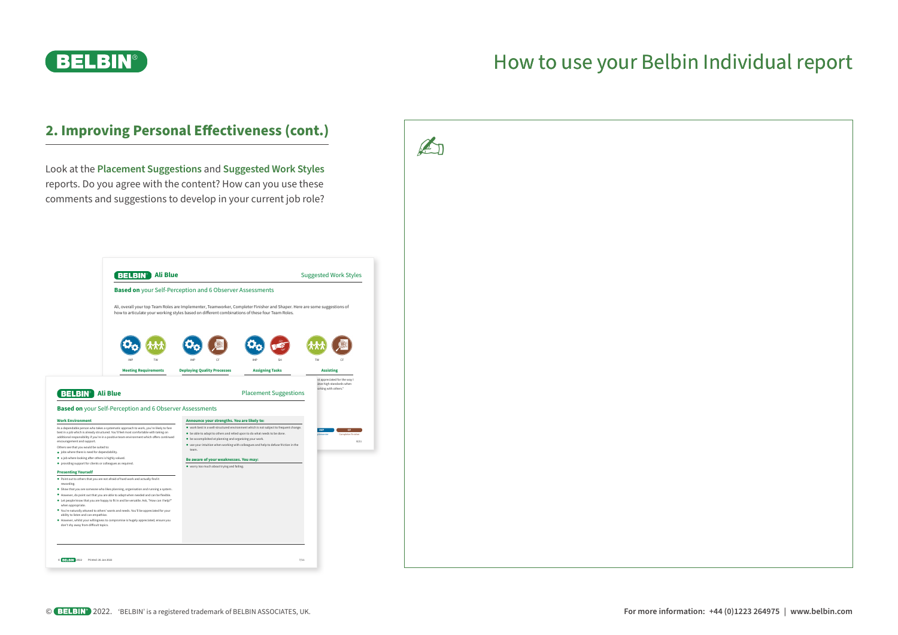# How to use your Belbin Individual report

## 2. Improving Personal Effectiveness (cont.)

Look at the **Placement Suggestions** and **Suggested Work Styles** reports. Do you agree with the content? How can you use these comments and suggestions to develop in your current job role?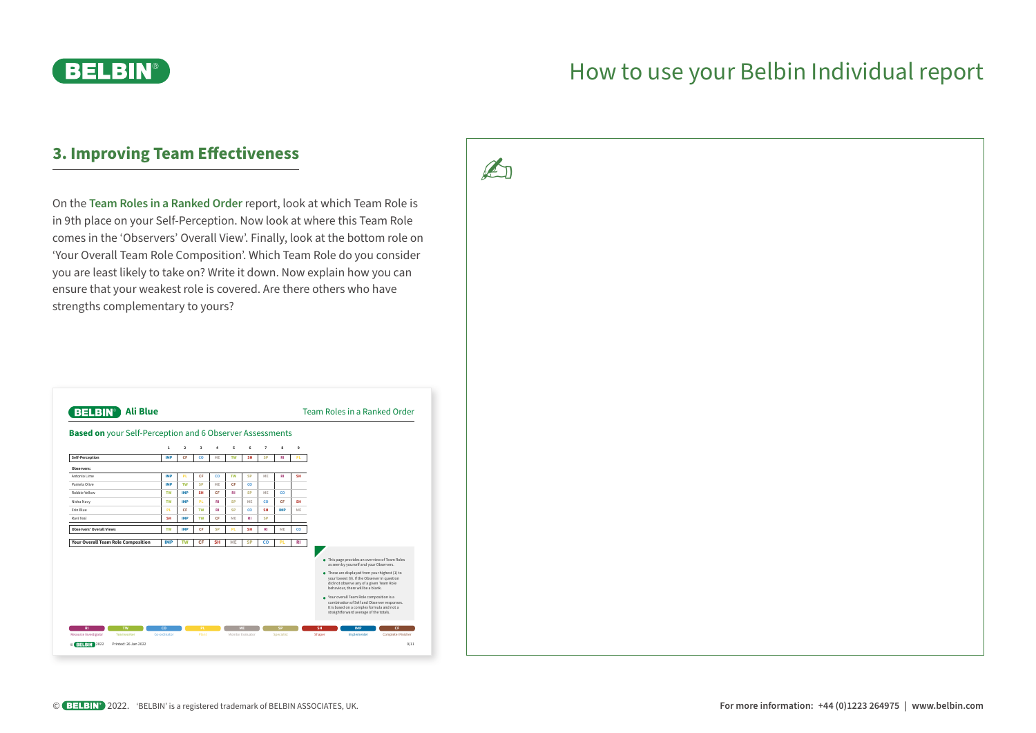# How to use your Belbin Individual report

## 3. Improving Team Effectiveness

On the **Team Roles in a Ranked Order** report, look at which Team Role is in 9th place on your Self-Perception. Now look at where this Team Role comes in the 'Observers' Overall View'. Finally, look at the bottom role on 'Your Overall Team Role Composition'. Which Team Role do you consider you are least likely to take on? Write it down. Now explain how you can ensure that your weakest role is covered. Are there others who have strengths complementary to yours?

**Ali Blue** — Team Roles in a Ranked Order

**Based on** your Self-Perception and 6 Observer Assessments

| | 1 | 2 | 3 | 4 | 5 | 6 | 7 | 8 | 9 |
|---|---|---|---|---|---|---|---|---|---|
| **Self-Perception** | IMP | CF | CO | ME | TW | SH | SP | RI | PL |
| **Observers:** | | | | | | | | | |
| Antonio Lime | IMP | PL | CF | CO | TW | SP | ME | RI | SH |
| Pamela Olive | IMP | TW | SP | ME | CF | CO | | | |
| Robbie Yellow | TW | IMP | SH | CF | RI | SP | ME | CO | |
| Nisha Navy | TW | IMP | PL | RI | SP | ME | CO | CF | SH |
| Erin Blue | PL | CF | TW | RI | SP | CO | SH | IMP | ME |
| Ravi Teal | SH | IMP | TW | CF | ME | RI | SP | | |
| **Observers' Overall Views** | TW | IMP | CF | SP | PL | SH | RI | ME | CO |
| **Your Overall Team Role Composition** | IMP | TW | CF | SH | ME | SP | CO | PL | RI |

- This page provides an overview of Team Roles as seen by yourself and your Observers.
- These are displayed from your highest (1) to your lowest (9). If the Observer in question did not observe any of a given Team Role behaviour, there will be a blank.
- Your overall Team Role composition is a combination of Self and Observer responses. It is based on a complex formula and not a straightforward average of the totals.

RI Resource Investigator | TW Teamworker | CO Co-ordinator | PL Plant | ME Monitor Evaluator | SP Specialist | SH Shaper | IMP Implementer | CF Completer Finisher

© BELBIN 2022 Printed: 26 Jan 2022

© BELBIN® 2022. 'BELBIN' is a registered trademark of BELBIN ASSOCIATES, UK.

**For more information: +44 (0)1223 264975 | www.belbin.com**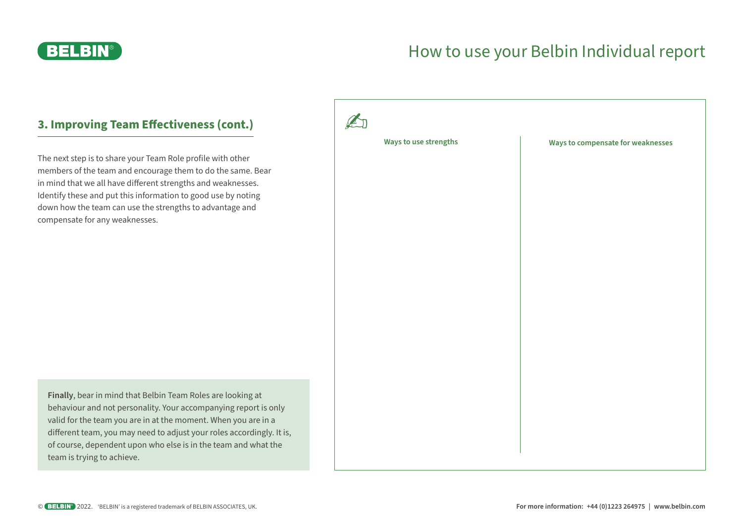## 3. Improving Team Effectiveness (cont.)

The next step is to share your Team Role profile with other members of the team and encourage them to do the same. Bear in mind that we all have different strengths and weaknesses. Identify these and put this information to good use by noting down how the team can use the strengths to advantage and compensate for any weaknesses.

**Finally**, bear in mind that Belbin Team Roles are looking at behaviour and not personality. Your accompanying report is only valid for the team you are in at the moment. When you are in a different team, you may need to adjust your roles accordingly. It is, of course, dependent upon who else is in the team and what the team is trying to achieve.

| Ways to use strengths | Ways to compensate for weaknesses |
|---|---|
| | |